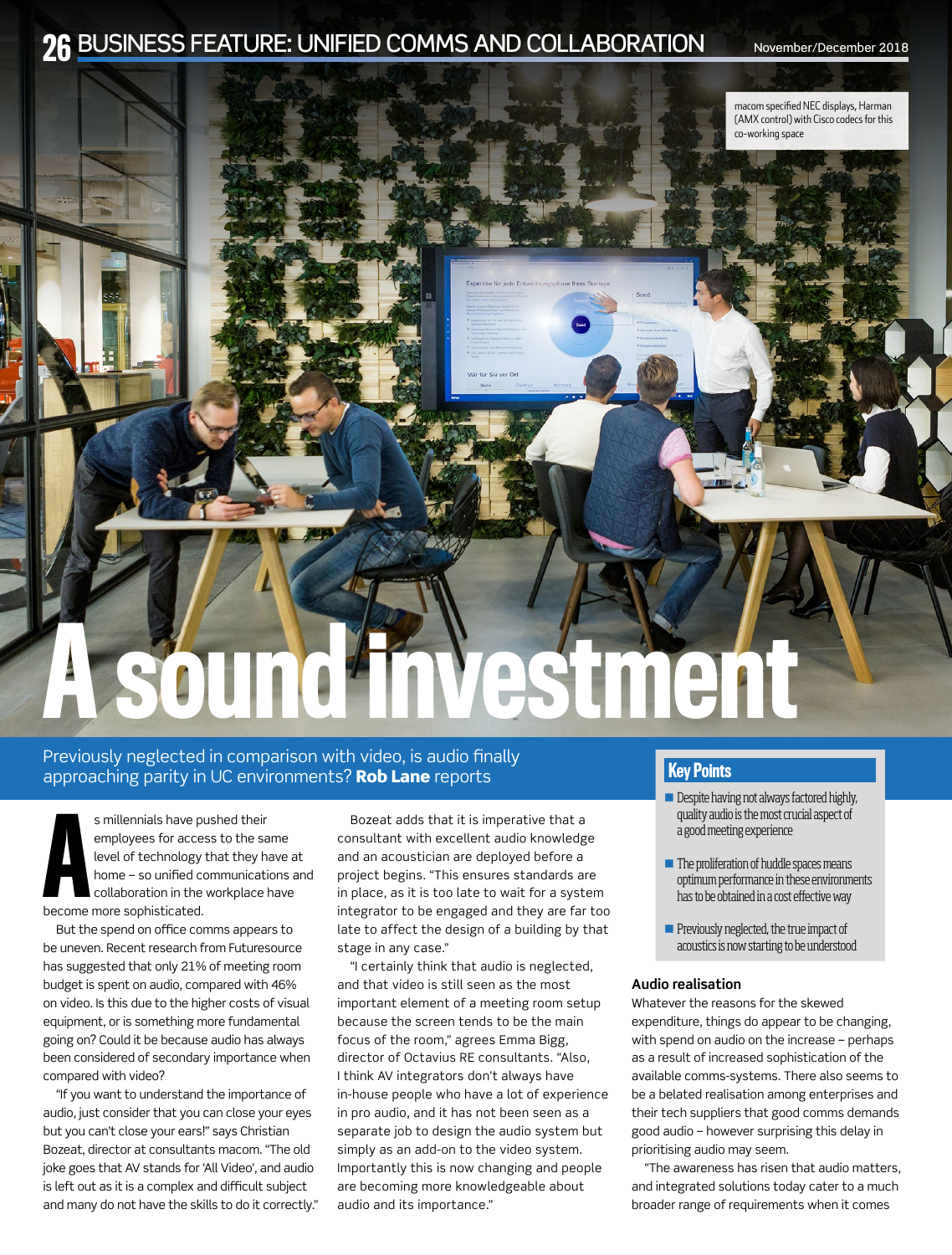# A sound investment

macom specified NEC displays, Harman (AMX control) with Cisco codecs for this co-working space

Previously neglected in comparison with video, is audio finally approaching parity in UC environments? **Rob Lane** reports

As millennials have pushed their employees for access to the same level of technology that they have at home – so unified communications and collaboration in the workplace have become more sophisticated.

But the spend on office comms appears to be uneven. Recent research from Futuresource has suggested that only 21% of meeting room budget is spent on audio, compared with 46% on video. Is this due to the higher costs of visual equipment, or is something more fundamental going on? Could it be because audio has always been considered of secondary importance when compared with video?

"If you want to understand the importance of audio, just consider that you can close your eyes but you can't close your ears!" says Christian Bozeat, director at consultants macom. "The old joke goes that AV stands for 'All Video', and audio is left out as it is a complex and difficult subject and many do not have the skills to do it correctly."

Bozeat adds that it is imperative that a consultant with excellent audio knowledge and an acoustician are deployed before a project begins. "This ensures standards are in place, as it is too late to wait for a system integrator to be engaged and they are far too late to affect the design of a building by that stage in any case."

"I certainly think that audio is neglected, and that video is still seen as the most important element of a meeting room setup because the screen tends to be the main focus of the room," agrees Emma Bigg, director of Octavius RE consultants. "Also, I think AV integrators don't always have in-house people who have a lot of experience in pro audio, and it has not been seen as a separate job to design the audio system but simply as an add-on to the video system. Importantly this is now changing and people are becoming more knowledgeable about audio and its importance."

## Key Points

- Despite having not always factored highly, quality audio is the most crucial aspect of a good meeting experience
- The proliferation of huddle spaces means optimum performance in these environments has to be obtained in a cost effective way
- Previously neglected, the true impact of acoustics is now starting to be understood

### Audio realisation

Whatever the reasons for the skewed expenditure, things do appear to be changing, with spend on audio on the increase – perhaps as a result of increased sophistication of the available comms-systems. There also seems to be a belated realisation among enterprises and their tech suppliers that good comms demands good audio – however surprising this delay in prioritising audio may seem.

"The awareness has risen that audio matters, and integrated solutions today cater to a much broader range of requirements when it comes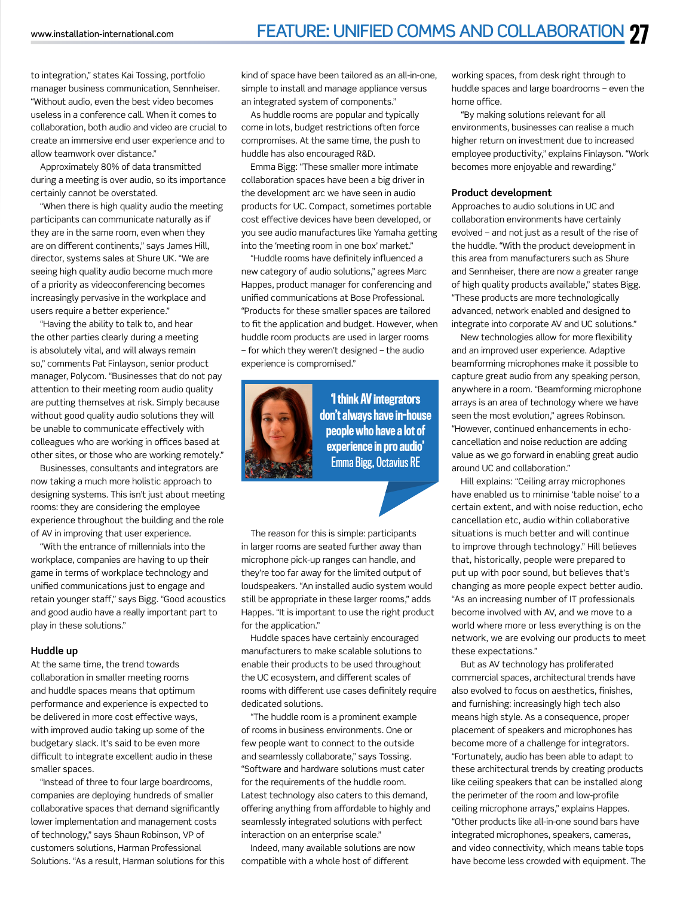to integration," states Kai Tossing, portfolio manager business communication, Sennheiser. "Without audio, even the best video becomes useless in a conference call. When it comes to collaboration, both audio and video are crucial to create an immersive end user experience and to allow teamwork over distance."

Approximately 80% of data transmitted during a meeting is over audio, so its importance certainly cannot be overstated.

"When there is high quality audio the meeting participants can communicate naturally as if they are in the same room, even when they are on different continents," says James Hill, director, systems sales at Shure UK. "We are seeing high quality audio become much more of a priority as videoconferencing becomes increasingly pervasive in the workplace and users require a better experience."

"Having the ability to talk to, and hear the other parties clearly during a meeting is absolutely vital, and will always remain so," comments Pat Finlayson, senior product manager, Polycom. "Businesses that do not pay attention to their meeting room audio quality are putting themselves at risk. Simply because without good quality audio solutions they will be unable to communicate effectively with colleagues who are working in offices based at other sites, or those who are working remotely."

Businesses, consultants and integrators are now taking a much more holistic approach to designing systems. This isn't just about meeting rooms: they are considering the employee experience throughout the building and the role of AV in improving that user experience.

"With the entrance of millennials into the workplace, companies are having to up their game in terms of workplace technology and unified communications just to engage and retain younger staff," says Bigg. "Good acoustics and good audio have a really important part to play in these solutions."

### Huddle up

At the same time, the trend towards collaboration in smaller meeting rooms and huddle spaces means that optimum performance and experience is expected to be delivered in more cost effective ways, with improved audio taking up some of the budgetary slack. It's said to be even more difficult to integrate excellent audio in these smaller spaces.

"Instead of three to four large boardrooms, companies are deploying hundreds of smaller collaborative spaces that demand significantly lower implementation and management costs of technology," says Shaun Robinson, VP of customers solutions, Harman Professional Solutions. "As a result, Harman solutions for this kind of space have been tailored as an all-in-one, simple to install and manage appliance versus an integrated system of components."

As huddle rooms are popular and typically come in lots, budget restrictions often force compromises. At the same time, the push to huddle has also encouraged R&D.

Emma Bigg: "These smaller more intimate collaboration spaces have been a big driver in the development arc we have seen in audio products for UC. Compact, sometimes portable cost effective devices have been developed, or you see audio manufactures like Yamaha getting into the 'meeting room in one box' market."

"Huddle rooms have definitely influenced a new category of audio solutions," agrees Marc Happes, product manager for conferencing and unified communications at Bose Professional. "Products for these smaller spaces are tailored to fit the application and budget. However, when huddle room products are used in larger rooms – for which they weren't designed – the audio experience is compromised."

> **'I think AV integrators don't always have in-house people who have a lot of experience in pro audio'**
> Emma Bigg, Octavius RE

The reason for this is simple: participants in larger rooms are seated further away than microphone pick-up ranges can handle, and they're too far away for the limited output of loudspeakers. "An installed audio system would still be appropriate in these larger rooms," adds Happes. "It is important to use the right product for the application."

Huddle spaces have certainly encouraged manufacturers to make scalable solutions to enable their products to be used throughout the UC ecosystem, and different scales of rooms with different use cases definitely require dedicated solutions.

"The huddle room is a prominent example of rooms in business environments. One or few people want to connect to the outside and seamlessly collaborate," says Tossing. "Software and hardware solutions must cater for the requirements of the huddle room. Latest technology also caters to this demand, offering anything from affordable to highly and seamlessly integrated solutions with perfect interaction on an enterprise scale."

Indeed, many available solutions are now compatible with a whole host of different working spaces, from desk right through to huddle spaces and large boardrooms – even the home office.

"By making solutions relevant for all environments, businesses can realise a much higher return on investment due to increased employee productivity," explains Finlayson. "Work becomes more enjoyable and rewarding."

### Product development

Approaches to audio solutions in UC and collaboration environments have certainly evolved – and not just as a result of the rise of the huddle. "With the product development in this area from manufacturers such as Shure and Sennheiser, there are now a greater range of high quality products available," states Bigg. "These products are more technologically advanced, network enabled and designed to integrate into corporate AV and UC solutions."

New technologies allow for more flexibility and an improved user experience. Adaptive beamforming microphones make it possible to capture great audio from any speaking person, anywhere in a room. "Beamforming microphone arrays is an area of technology where we have seen the most evolution," agrees Robinson. "However, continued enhancements in echo-cancellation and noise reduction are adding value as we go forward in enabling great audio around UC and collaboration."

Hill explains: "Ceiling array microphones have enabled us to minimise 'table noise' to a certain extent, and with noise reduction, echo cancellation etc, audio within collaborative situations is much better and will continue to improve through technology." Hill believes that, historically, people were prepared to put up with poor sound, but believes that's changing as more people expect better audio. "As an increasing number of IT professionals become involved with AV, and we move to a world where more or less everything is on the network, we are evolving our products to meet these expectations."

But as AV technology has proliferated commercial spaces, architectural trends have also evolved to focus on aesthetics, finishes, and furnishing: increasingly high tech also means high style. As a consequence, proper placement of speakers and microphones has become more of a challenge for integrators. "Fortunately, audio has been able to adapt to these architectural trends by creating products like ceiling speakers that can be installed along the perimeter of the room and low-profile ceiling microphone arrays," explains Happes. "Other products like all-in-one sound bars have integrated microphones, speakers, cameras, and video connectivity, which means table tops have become less crowded with equipment. The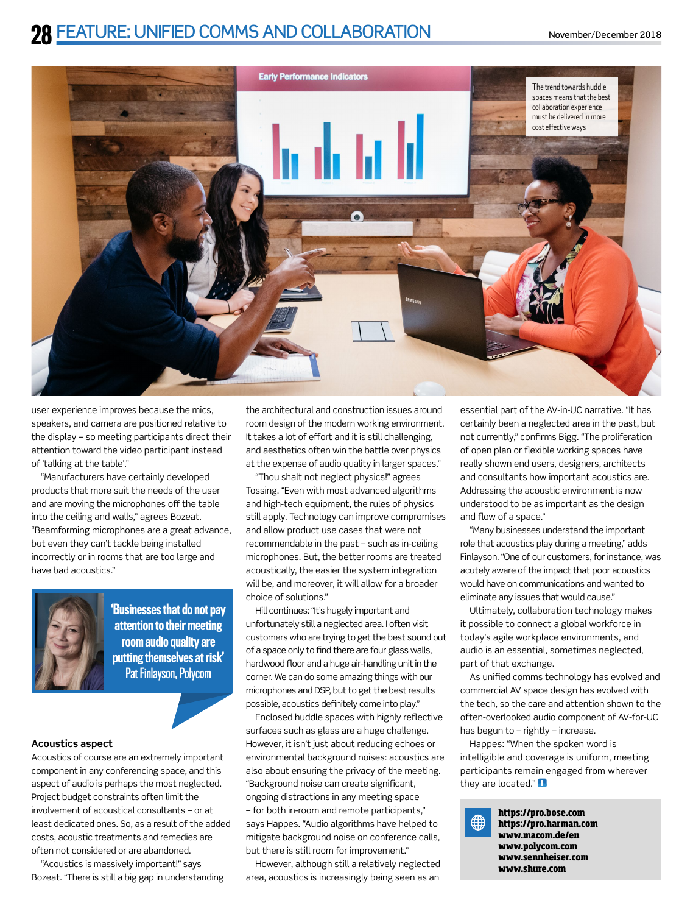The trend towards huddle spaces means that the best collaboration experience must be delivered in more cost effective ways

user experience improves because the mics, speakers, and camera are positioned relative to the display – so meeting participants direct their attention toward the video participant instead of 'talking at the table'."

"Manufacturers have certainly developed products that more suit the needs of the user and are moving the microphones off the table into the ceiling and walls," agrees Bozeat. "Beamforming microphones are a great advance, but even they can't tackle being installed incorrectly or in rooms that are too large and have bad acoustics."

**'Businesses that do not pay attention to their meeting room audio quality are putting themselves at risk'**
Pat Finlayson, Polycom

### Acoustics aspect

Acoustics of course are an extremely important component in any conferencing space, and this aspect of audio is perhaps the most neglected. Project budget constraints often limit the involvement of acoustical consultants – or at least dedicated ones. So, as a result of the added costs, acoustic treatments and remedies are often not considered or are abandoned.

"Acoustics is massively important!" says Bozeat. "There is still a big gap in understanding the architectural and construction issues around room design of the modern working environment. It takes a lot of effort and it is still challenging, and aesthetics often win the battle over physics at the expense of audio quality in larger spaces."

"Thou shalt not neglect physics!" agrees Tossing. "Even with most advanced algorithms and high-tech equipment, the rules of physics still apply. Technology can improve compromises and allow product use cases that were not recommendable in the past – such as in-ceiling microphones. But, the better rooms are treated acoustically, the easier the system integration will be, and moreover, it will allow for a broader choice of solutions."

Hill continues: "It's hugely important and unfortunately still a neglected area. I often visit customers who are trying to get the best sound out of a space only to find there are four glass walls, hardwood floor and a huge air-handling unit in the corner. We can do some amazing things with our microphones and DSP, but to get the best results possible, acoustics definitely come into play."

Enclosed huddle spaces with highly reflective surfaces such as glass are a huge challenge. However, it isn't just about reducing echoes or environmental background noises: acoustics are also about ensuring the privacy of the meeting. "Background noise can create significant, ongoing distractions in any meeting space – for both in-room and remote participants," says Happes. "Audio algorithms have helped to mitigate background noise on conference calls, but there is still room for improvement."

However, although still a relatively neglected area, acoustics is increasingly being seen as an essential part of the AV-in-UC narrative. "It has certainly been a neglected area in the past, but not currently," confirms Bigg. "The proliferation of open plan or flexible working spaces have really shown end users, designers, architects and consultants how important acoustics are. Addressing the acoustic environment is now understood to be as important as the design and flow of a space."

"Many businesses understand the important role that acoustics play during a meeting," adds Finlayson. "One of our customers, for instance, was acutely aware of the impact that poor acoustics would have on communications and wanted to eliminate any issues that would cause."

Ultimately, collaboration technology makes it possible to connect a global workforce in today's agile workplace environments, and audio is an essential, sometimes neglected, part of that exchange.

As unified comms technology has evolved and commercial AV space design has evolved with the tech, so the care and attention shown to the often-overlooked audio component of AV-for-UC has begun to – rightly – increase.

Happes: "When the spoken word is intelligible and coverage is uniform, meeting participants remain engaged from wherever they are located."

**https://pro.bose.com**
**https://pro.harman.com**
**www.macom.de/en**
**www.polycom.com**
**www.sennheiser.com**
**www.shure.com**